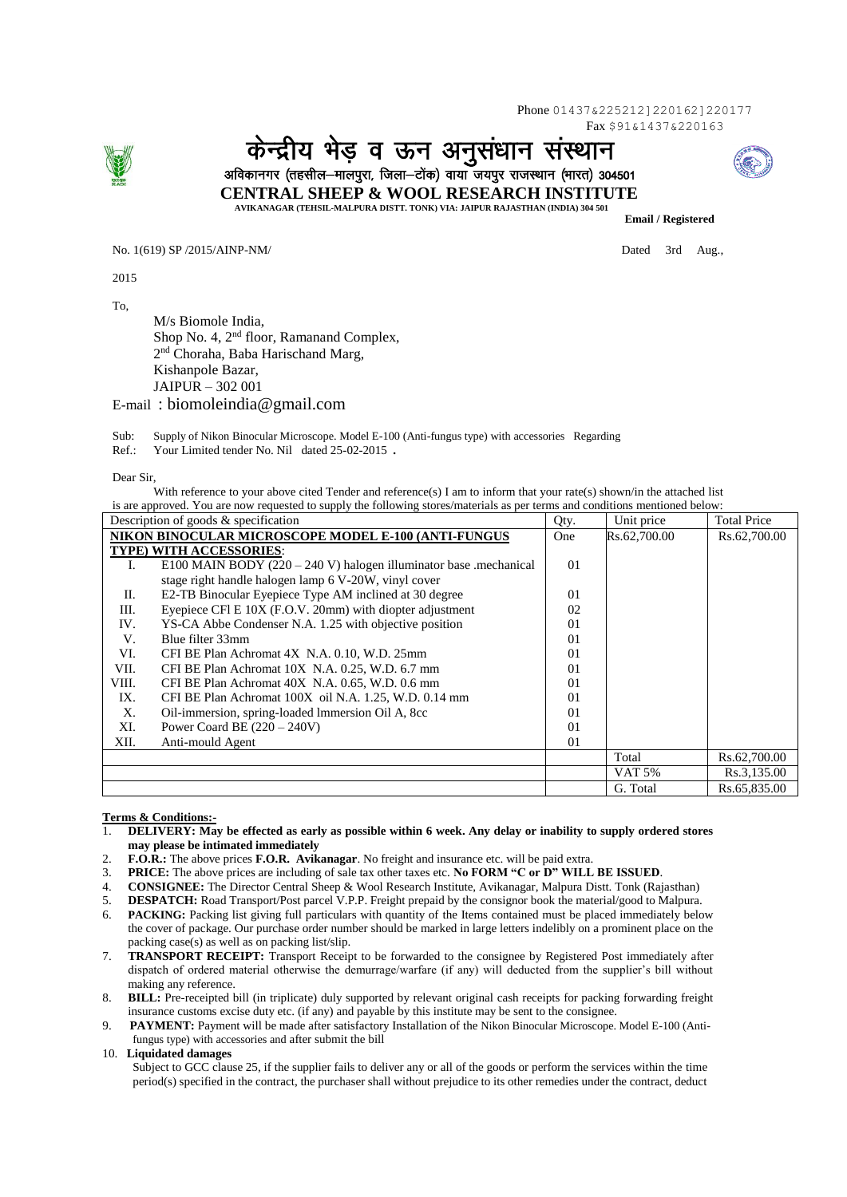Phone 01437&225212]220162]220177
Fax $91&1437&220163

# केन्द्रीय भेड़ व ऊन अनुसंधान संस्थान

अविकानगर (तहसील–मालपुरा, जिला–टोंक) वाया जयपुर राजस्थान (भारत) 304501

## CENTRAL SHEEP & WOOL RESEARCH INSTITUTE

AVIKANAGAR (TEHSIL-MALPURA DISTT. TONK) VIA: JAIPUR RAJASTHAN (INDIA) 304 501

**Email / Registered**

No. 1(619) SP /2015/AINP-NM/ Dated 3rd Aug., 2015

To,

M/s Biomole India,
Shop No. 4, 2nd floor, Ramanand Complex,
2nd Choraha, Baba Harischand Marg,
Kishanpole Bazar,
JAIPUR – 302 001

E-mail : biomoleindia@gmail.com

Sub: Supply of Nikon Binocular Microscope. Model E-100 (Anti-fungus type) with accessories Regarding
Ref.: Your Limited tender No. Nil dated 25-02-2015 **.**

Dear Sir,

With reference to your above cited Tender and reference(s) I am to inform that your rate(s) shown/in the attached list is are approved. You are now requested to supply the following stores/materials as per terms and conditions mentioned below:

| Description of goods & specification | | Qty. | Unit price | Total Price |
|---|---|---|---|---|
| **NIKON BINOCULAR MICROSCOPE MODEL E-100 (ANTI-FUNGUS TYPE) WITH ACCESSORIES**: | | One | Rs.62,700.00 | Rs.62,700.00 |
| I. | E100 MAIN BODY (220 – 240 V) halogen illuminator base .mechanical stage right handle halogen lamp 6 V-20W, vinyl cover | 01 | | |
| II. | E2-TB Binocular Eyepiece Type AM inclined at 30 degree | 01 | | |
| III. | Eyepiece CFl E 10X (F.O.V. 20mm) with diopter adjustment | 02 | | |
| IV. | YS-CA Abbe Condenser N.A. 1.25 with objective position | 01 | | |
| V. | Blue filter 33mm | 01 | | |
| VI. | CFI BE Plan Achromat 4X N.A. 0.10, W.D. 25mm | 01 | | |
| VII. | CFI BE Plan Achromat 10X N.A. 0.25, W.D. 6.7 mm | 01 | | |
| VIII. | CFI BE Plan Achromat 40X N.A. 0.65, W.D. 0.6 mm | 01 | | |
| IX. | CFI BE Plan Achromat 100X oil N.A. 1.25, W.D. 0.14 mm | 01 | | |
| X. | Oil-immersion, spring-loaded lmmersion Oil A, 8cc | 01 | | |
| XI. | Power Coard BE (220 – 240V) | 01 | | |
| XII. | Anti-mould Agent | 01 | | |
| | | | Total | Rs.62,700.00 |
| | | | VAT 5% | Rs.3,135.00 |
| | | | G. Total | Rs.65,835.00 |

**Terms & Conditions:-**

1. **DELIVERY: May be effected as early as possible within 6 week. Any delay or inability to supply ordered stores may please be intimated immediately**
2. **F.O.R.:** The above prices **F.O.R. Avikanagar**. No freight and insurance etc. will be paid extra.
3. **PRICE:** The above prices are including of sale tax other taxes etc. **No FORM "C or D" WILL BE ISSUED**.
4. **CONSIGNEE:** The Director Central Sheep & Wool Research Institute, Avikanagar, Malpura Distt. Tonk (Rajasthan)
5. **DESPATCH:** Road Transport/Post parcel V.P.P. Freight prepaid by the consignor book the material/good to Malpura.
6. **PACKING:** Packing list giving full particulars with quantity of the Items contained must be placed immediately below the cover of package. Our purchase order number should be marked in large letters indelibly on a prominent place on the packing case(s) as well as on packing list/slip.
7. **TRANSPORT RECEIPT:** Transport Receipt to be forwarded to the consignee by Registered Post immediately after dispatch of ordered material otherwise the demurrage/warfare (if any) will deducted from the supplier's bill without making any reference.
8. **BILL:** Pre-receipted bill (in triplicate) duly supported by relevant original cash receipts for packing forwarding freight insurance customs excise duty etc. (if any) and payable by this institute may be sent to the consignee.
9. **PAYMENT:** Payment will be made after satisfactory Installation of the Nikon Binocular Microscope. Model E-100 (Anti-fungus type) with accessories and after submit the bill
10. **Liquidated damages**

    Subject to GCC clause 25, if the supplier fails to deliver any or all of the goods or perform the services within the time period(s) specified in the contract, the purchaser shall without prejudice to its other remedies under the contract, deduct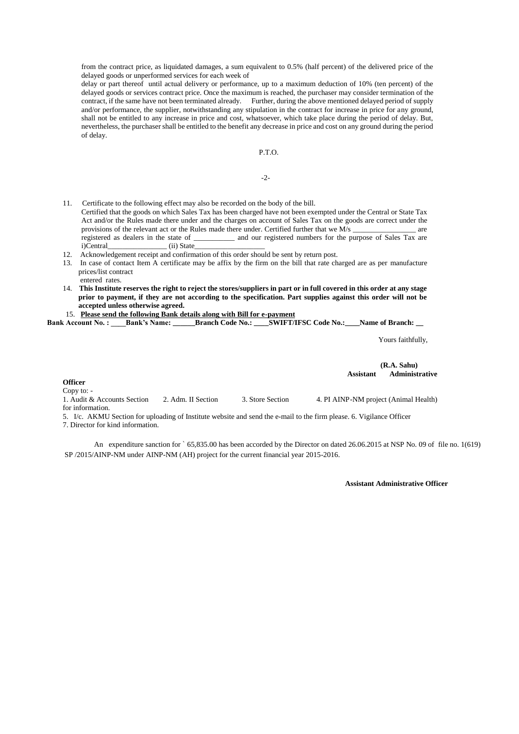from the contract price, as liquidated damages, a sum equivalent to 0.5% (half percent) of the delivered price of the delayed goods or unperformed services for each week of delay or part thereof until actual delivery or performance, up to a maximum deduction of 10% (ten percent) of the delayed goods or services contract price. Once the maximum is reached, the purchaser may consider termination of the contract, if the same have not been terminated already. Further, during the above mentioned delayed period of supply and/or performance, the supplier, notwithstanding any stipulation in the contract for increase in price for any ground, shall not be entitled to any increase in price and cost, whatsoever, which take place during the period of delay. But, nevertheless, the purchaser shall be entitled to the benefit any decrease in price and cost on any ground during the period of delay.

P.T.O.

11. Certificate to the following effect may also be recorded on the body of the bill.
    Certified that the goods on which Sales Tax has been charged have not been exempted under the Central or State Tax Act and/or the Rules made there under and the charges on account of Sales Tax on the goods are correct under the provisions of the relevant act or the Rules made there under. Certified further that we M/s ________________ are registered as dealers in the state of ___________ and our registered numbers for the purpose of Sales Tax are i)Central________________ (ii) State___________________
12. Acknowledgement receipt and confirmation of this order should be sent by return post.
13. In case of contact Item A certificate may be affix by the firm on the bill that rate charged are as per manufacture prices/list contract entered rates.
14. **This Institute reserves the right to reject the stores/suppliers in part or in full covered in this order at any stage prior to payment, if they are not according to the specification. Part supplies against this order will not be accepted unless otherwise agreed.**
15. **Please send the following Bank details along with Bill for e-payment**

**Bank Account No. : ____Bank's Name: ______Branch Code No.: ____SWIFT/IFSC Code No.:____Name of Branch: __**

Yours faithfully,

**(R.A. Sahu)**
**Assistant Administrative Officer**

Copy to: -
1. Audit & Accounts Section 2. Adm. II Section 3. Store Section 4. PI AINP-NM project (Animal Health) for information.
5. I/c. AKMU Section for uploading of Institute website and send the e-mail to the firm please. 6. Vigilance Officer
7. Director for kind information.

An expenditure sanction for ` 65,835.00 has been accorded by the Director on dated 26.06.2015 at NSP No. 09 of file no. 1(619) SP /2015/AINP-NM under AINP-NM (AH) project for the current financial year 2015-2016.

**Assistant Administrative Officer**